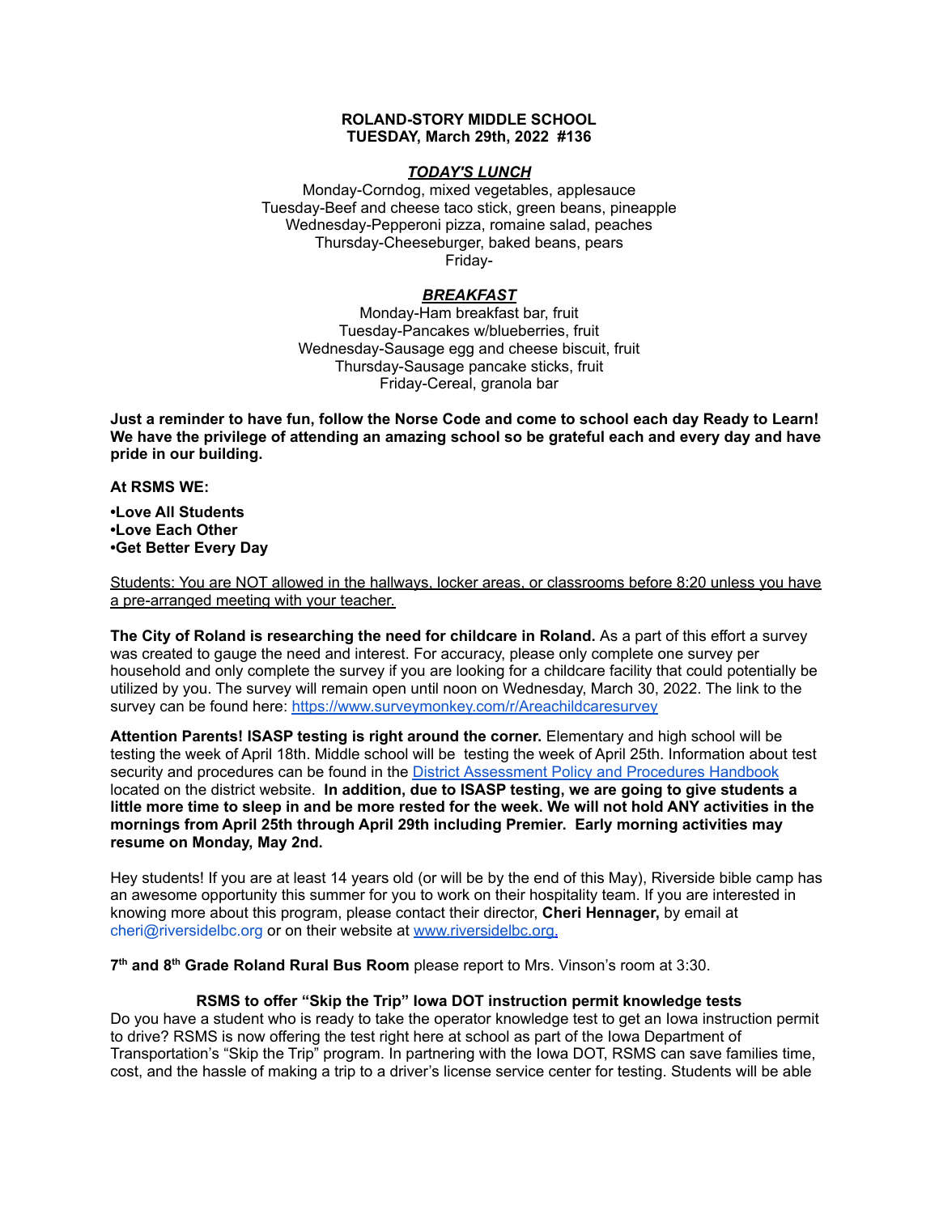**ROLAND-STORY MIDDLE SCHOOL**
**TUESDAY, March 29th, 2022 #136**

***TODAY'S LUNCH***

Monday-Corndog, mixed vegetables, applesauce
Tuesday-Beef and cheese taco stick, green beans, pineapple
Wednesday-Pepperoni pizza, romaine salad, peaches
Thursday-Cheeseburger, baked beans, pears
Friday-

***BREAKFAST***

Monday-Ham breakfast bar, fruit
Tuesday-Pancakes w/blueberries, fruit
Wednesday-Sausage egg and cheese biscuit, fruit
Thursday-Sausage pancake sticks, fruit
Friday-Cereal, granola bar

**Just a reminder to have fun, follow the Norse Code and come to school each day Ready to Learn! We have the privilege of attending an amazing school so be grateful each and every day and have pride in our building.**

**At RSMS WE:**

**•Love All Students**
**•Love Each Other**
**•Get Better Every Day**

Students: You are NOT allowed in the hallways, locker areas, or classrooms before 8:20 unless you have a pre-arranged meeting with your teacher.

**The City of Roland is researching the need for childcare in Roland.** As a part of this effort a survey was created to gauge the need and interest. For accuracy, please only complete one survey per household and only complete the survey if you are looking for a childcare facility that could potentially be utilized by you. The survey will remain open until noon on Wednesday, March 30, 2022. The link to the survey can be found here: https://www.surveymonkey.com/r/Areachildcaresurvey

**Attention Parents! ISASP testing is right around the corner.** Elementary and high school will be testing the week of April 18th. Middle school will be testing the week of April 25th. Information about test security and procedures can be found in the District Assessment Policy and Procedures Handbook located on the district website. **In addition, due to ISASP testing, we are going to give students a little more time to sleep in and be more rested for the week. We will not hold ANY activities in the mornings from April 25th through April 29th including Premier. Early morning activities may resume on Monday, May 2nd.**

Hey students! If you are at least 14 years old (or will be by the end of this May), Riverside bible camp has an awesome opportunity this summer for you to work on their hospitality team. If you are interested in knowing more about this program, please contact their director, **Cheri Hennager,** by email at cheri@riversidelbc.org or on their website at www.riversidelbc.org.

**7th and 8th Grade Roland Rural Bus Room** please report to Mrs. Vinson's room at 3:30.

**RSMS to offer "Skip the Trip" Iowa DOT instruction permit knowledge tests**

Do you have a student who is ready to take the operator knowledge test to get an Iowa instruction permit to drive? RSMS is now offering the test right here at school as part of the Iowa Department of Transportation's "Skip the Trip" program. In partnering with the Iowa DOT, RSMS can save families time, cost, and the hassle of making a trip to a driver's license service center for testing. Students will be able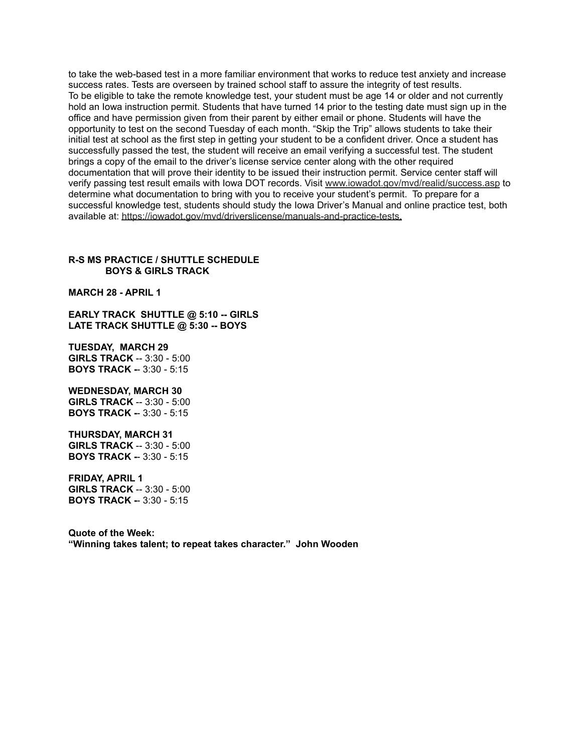to take the web-based test in a more familiar environment that works to reduce test anxiety and increase success rates. Tests are overseen by trained school staff to assure the integrity of test results.
To be eligible to take the remote knowledge test, your student must be age 14 or older and not currently hold an Iowa instruction permit. Students that have turned 14 prior to the testing date must sign up in the office and have permission given from their parent by either email or phone. Students will have the opportunity to test on the second Tuesday of each month. "Skip the Trip" allows students to take their initial test at school as the first step in getting your student to be a confident driver. Once a student has successfully passed the test, the student will receive an email verifying a successful test. The student brings a copy of the email to the driver's license service center along with the other required documentation that will prove their identity to be issued their instruction permit. Service center staff will verify passing test result emails with Iowa DOT records. Visit www.iowadot.gov/mvd/realid/success.asp to determine what documentation to bring with you to receive your student's permit. To prepare for a successful knowledge test, students should study the Iowa Driver's Manual and online practice test, both available at: https://iowadot.gov/mvd/driverslicense/manuals-and-practice-tests.

**R-S MS PRACTICE / SHUTTLE SCHEDULE**
**BOYS & GIRLS TRACK**

**MARCH 28 - APRIL 1**

**EARLY TRACK SHUTTLE @ 5:10 -- GIRLS**
**LATE TRACK SHUTTLE @ 5:30 -- BOYS**

**TUESDAY, MARCH 29**
**GIRLS TRACK** -- 3:30 - 5:00
**BOYS TRACK** -- 3:30 - 5:15

**WEDNESDAY, MARCH 30**
**GIRLS TRACK** -- 3:30 - 5:00
**BOYS TRACK** -- 3:30 - 5:15

**THURSDAY, MARCH 31**
**GIRLS TRACK** -- 3:30 - 5:00
**BOYS TRACK** -- 3:30 - 5:15

**FRIDAY, APRIL 1**
**GIRLS TRACK** -- 3:30 - 5:00
**BOYS TRACK** -- 3:30 - 5:15

**Quote of the Week:**
**"Winning takes talent; to repeat takes character." John Wooden**